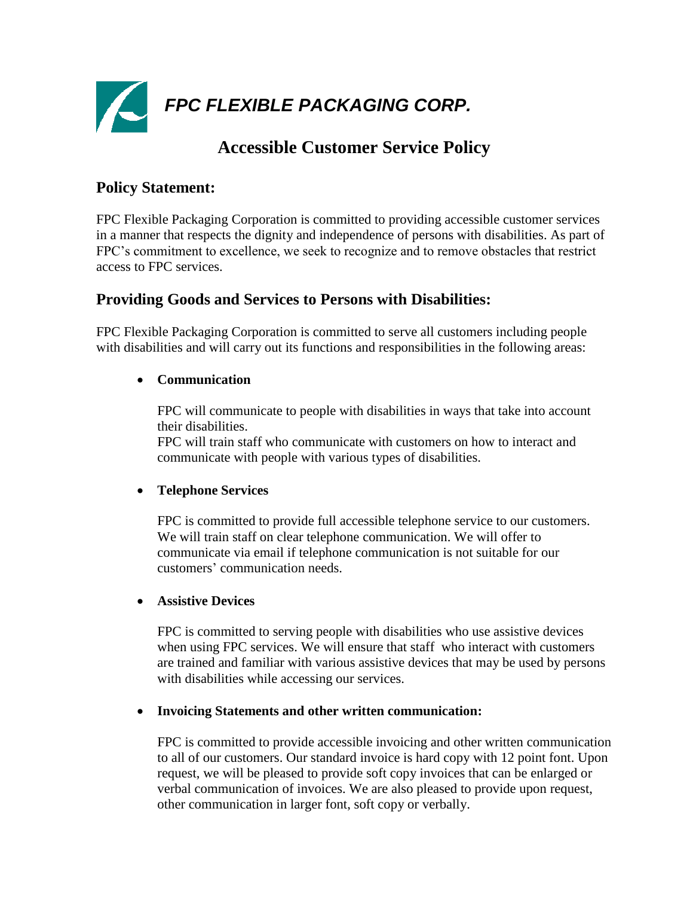*FPC FLEXIBLE PACKAGING CORP.*

# Accessible Customer Service Policy

## Policy Statement:

FPC Flexible Packaging Corporation is committed to providing accessible customer services in a manner that respects the dignity and independence of persons with disabilities. As part of FPC's commitment to excellence, we seek to recognize and to remove obstacles that restrict access to FPC services.

## Providing Goods and Services to Persons with Disabilities:

FPC Flexible Packaging Corporation is committed to serve all customers including people with disabilities and will carry out its functions and responsibilities in the following areas:

- **Communication**

  FPC will communicate to people with disabilities in ways that take into account their disabilities.
  FPC will train staff who communicate with customers on how to interact and communicate with people with various types of disabilities.

- **Telephone Services**

  FPC is committed to provide full accessible telephone service to our customers. We will train staff on clear telephone communication. We will offer to communicate via email if telephone communication is not suitable for our customers' communication needs.

- **Assistive Devices**

  FPC is committed to serving people with disabilities who use assistive devices when using FPC services. We will ensure that staff who interact with customers are trained and familiar with various assistive devices that may be used by persons with disabilities while accessing our services.

- **Invoicing Statements and other written communication:**

  FPC is committed to provide accessible invoicing and other written communication to all of our customers. Our standard invoice is hard copy with 12 point font. Upon request, we will be pleased to provide soft copy invoices that can be enlarged or verbal communication of invoices. We are also pleased to provide upon request, other communication in larger font, soft copy or verbally.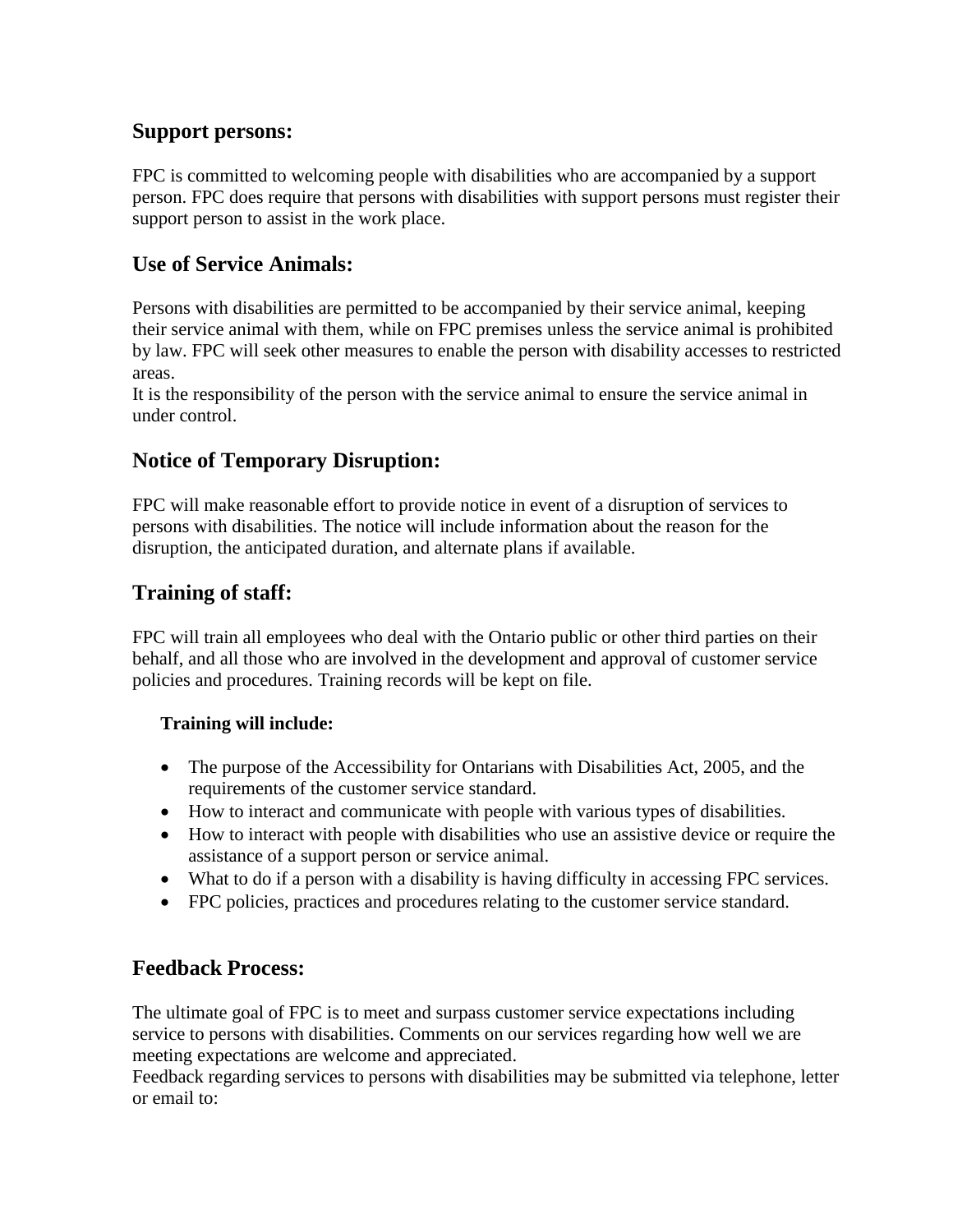## Support persons:

FPC is committed to welcoming people with disabilities who are accompanied by a support person. FPC does require that persons with disabilities with support persons must register their support person to assist in the work place.

## Use of Service Animals:

Persons with disabilities are permitted to be accompanied by their service animal, keeping their service animal with them, while on FPC premises unless the service animal is prohibited by law. FPC will seek other measures to enable the person with disability accesses to restricted areas.
It is the responsibility of the person with the service animal to ensure the service animal in under control.

## Notice of Temporary Disruption:

FPC will make reasonable effort to provide notice in event of a disruption of services to persons with disabilities. The notice will include information about the reason for the disruption, the anticipated duration, and alternate plans if available.

## Training of staff:

FPC will train all employees who deal with the Ontario public or other third parties on their behalf, and all those who are involved in the development and approval of customer service policies and procedures. Training records will be kept on file.

**Training will include:**

- The purpose of the Accessibility for Ontarians with Disabilities Act, 2005, and the requirements of the customer service standard.
- How to interact and communicate with people with various types of disabilities.
- How to interact with people with disabilities who use an assistive device or require the assistance of a support person or service animal.
- What to do if a person with a disability is having difficulty in accessing FPC services.
- FPC policies, practices and procedures relating to the customer service standard.

## Feedback Process:

The ultimate goal of FPC is to meet and surpass customer service expectations including service to persons with disabilities. Comments on our services regarding how well we are meeting expectations are welcome and appreciated.
Feedback regarding services to persons with disabilities may be submitted via telephone, letter or email to: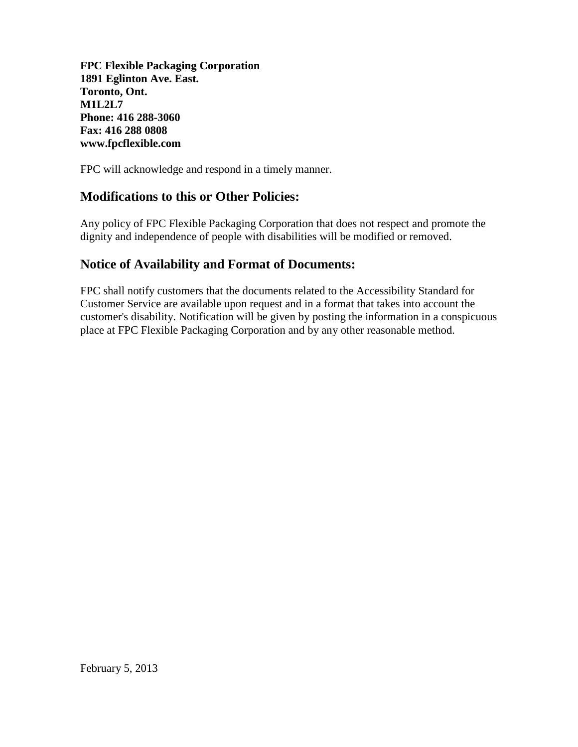**FPC Flexible Packaging Corporation**
**1891 Eglinton Ave. East.**
**Toronto, Ont.**
**M1L2L7**
**Phone: 416 288-3060**
**Fax: 416 288 0808**
**www.fpcflexible.com**

FPC will acknowledge and respond in a timely manner.

## Modifications to this or Other Policies:

Any policy of FPC Flexible Packaging Corporation that does not respect and promote the dignity and independence of people with disabilities will be modified or removed.

## Notice of Availability and Format of Documents:

FPC shall notify customers that the documents related to the Accessibility Standard for Customer Service are available upon request and in a format that takes into account the customer's disability. Notification will be given by posting the information in a conspicuous place at FPC Flexible Packaging Corporation and by any other reasonable method.

February 5, 2013